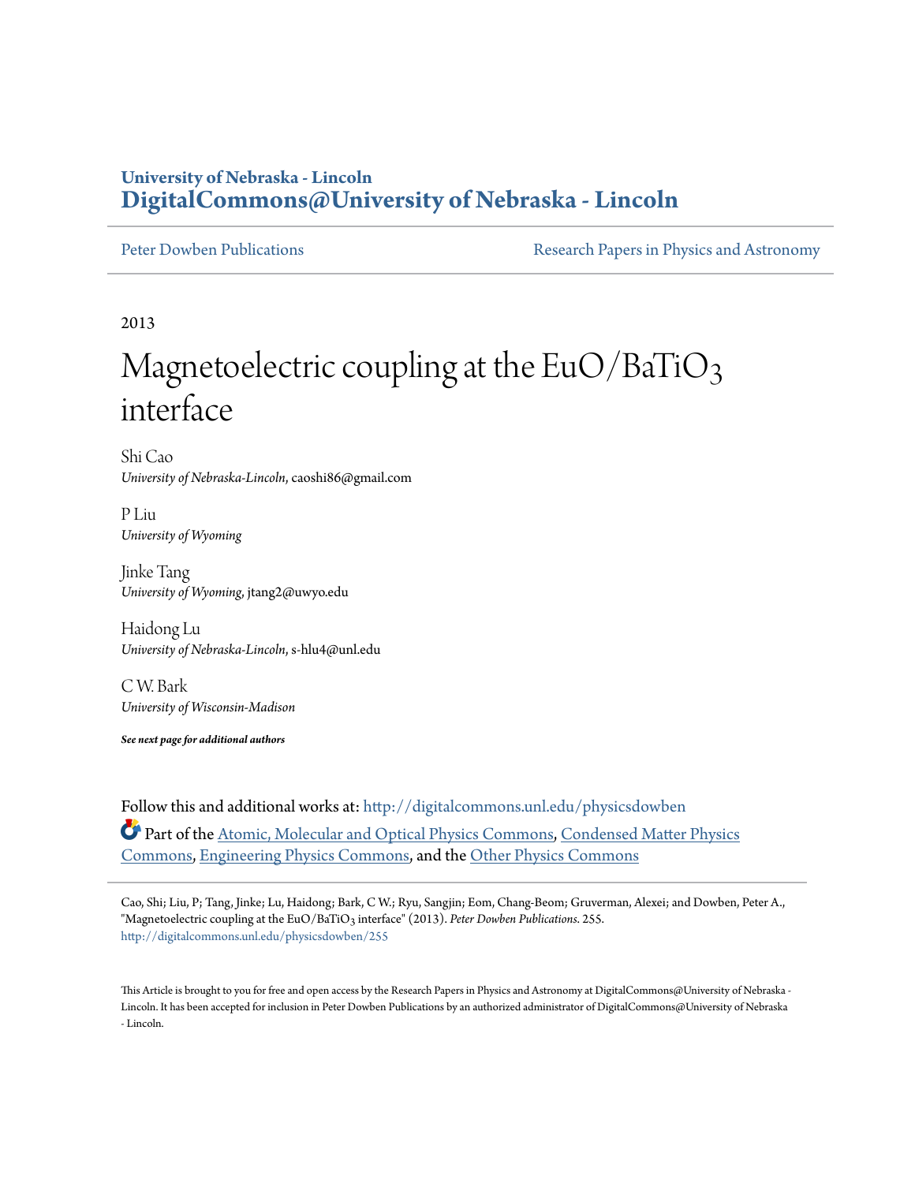**University of Nebraska - Lincoln**
**DigitalCommons@University of Nebraska - Lincoln**

Peter Dowben Publications | Research Papers in Physics and Astronomy

2013

# Magnetoelectric coupling at the EuO/$BaTiO_3$ interface

Shi Cao
*University of Nebraska-Lincoln*, caoshi86@gmail.com

P Liu
*University of Wyoming*

Jinke Tang
*University of Wyoming*, jtang2@uwyo.edu

Haidong Lu
*University of Nebraska-Lincoln*, s-hlu4@unl.edu

C W. Bark
*University of Wisconsin-Madison*

***See next page for additional authors***

Follow this and additional works at: http://digitalcommons.unl.edu/physicsdowben

Part of the Atomic, Molecular and Optical Physics Commons, Condensed Matter Physics Commons, Engineering Physics Commons, and the Other Physics Commons

Cao, Shi; Liu, P; Tang, Jinke; Lu, Haidong; Bark, C W.; Ryu, Sangjin; Eom, Chang-Beom; Gruverman, Alexei; and Dowben, Peter A., "Magnetoelectric coupling at the EuO/$BaTiO_3$ interface" (2013). *Peter Dowben Publications*. 255.
http://digitalcommons.unl.edu/physicsdowben/255

This Article is brought to you for free and open access by the Research Papers in Physics and Astronomy at DigitalCommons@University of Nebraska - Lincoln. It has been accepted for inclusion in Peter Dowben Publications by an authorized administrator of DigitalCommons@University of Nebraska - Lincoln.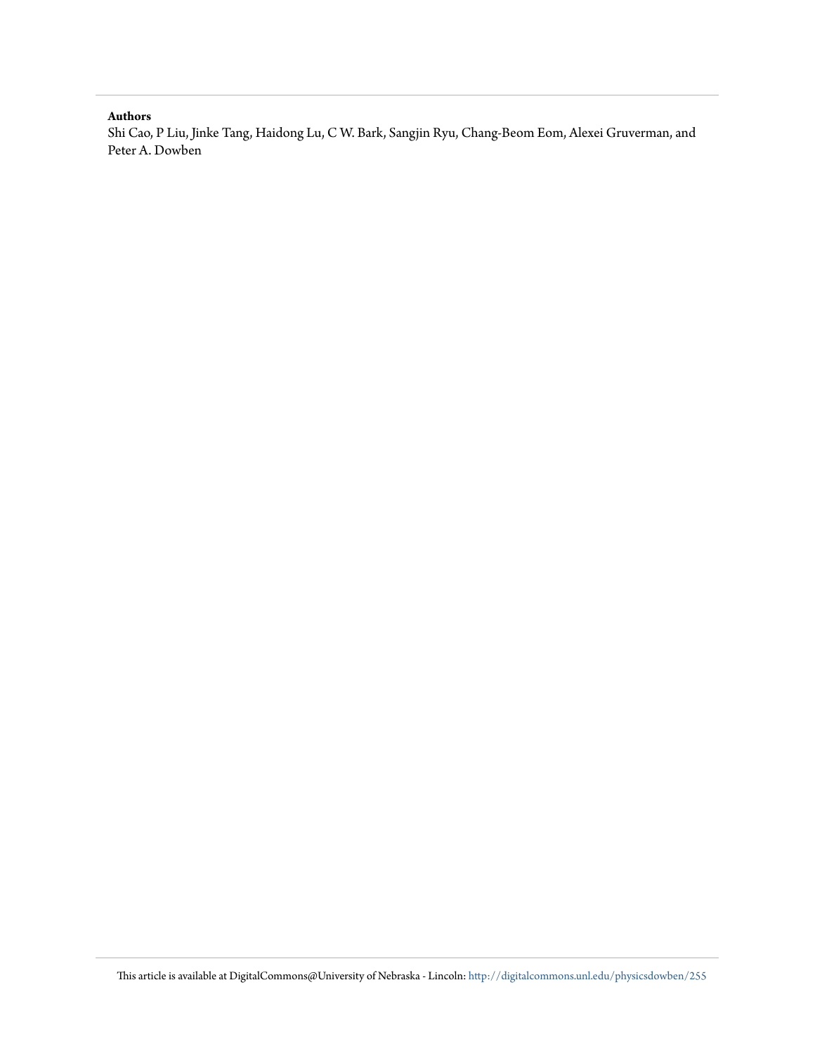**Authors**

Shi Cao, P Liu, Jinke Tang, Haidong Lu, C W. Bark, Sangjin Ryu, Chang-Beom Eom, Alexei Gruverman, and Peter A. Dowben

This article is available at DigitalCommons@University of Nebraska - Lincoln: http://digitalcommons.unl.edu/physicsdowben/255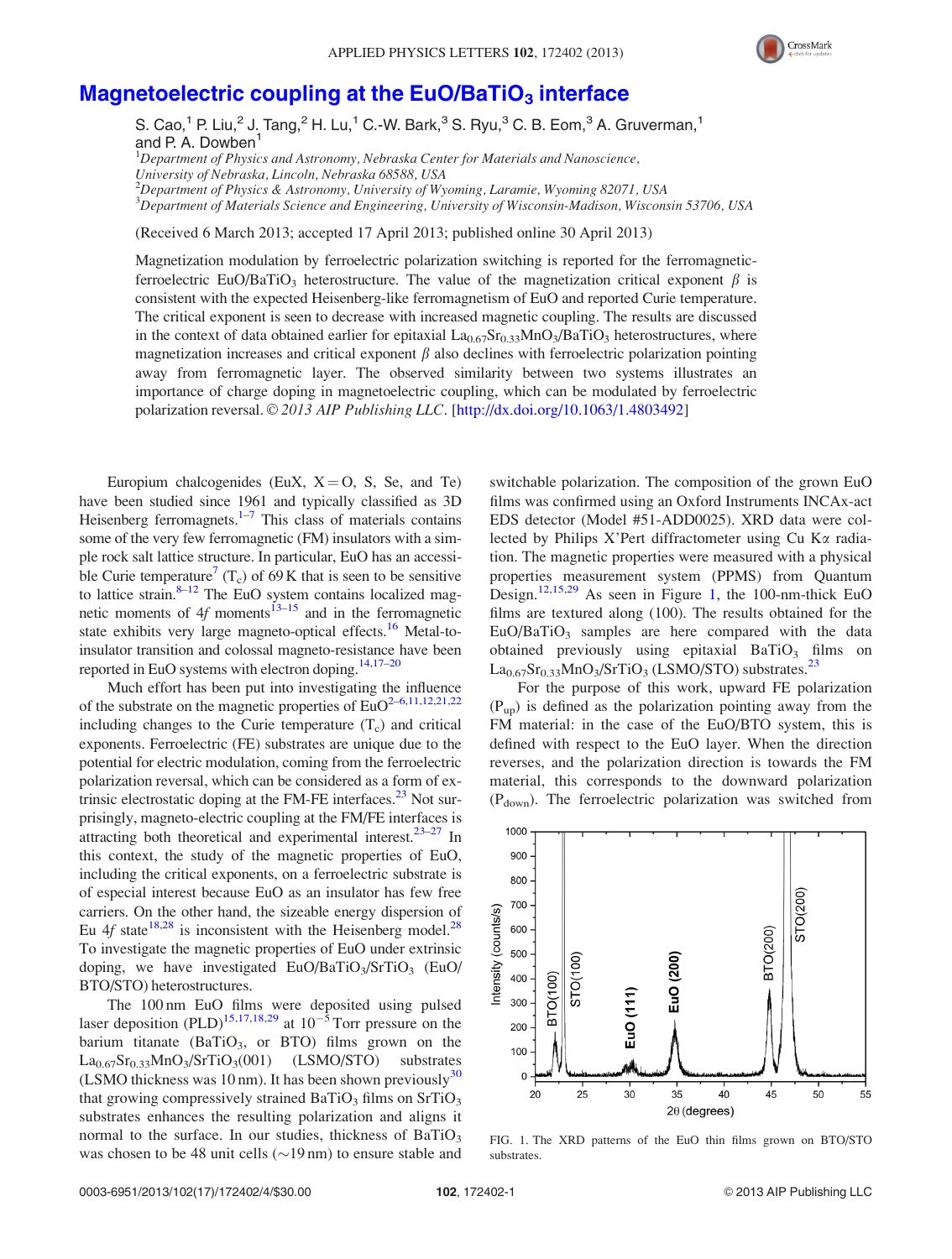# Magnetoelectric coupling at the EuO/BaTiO$_3$ interface

S. Cao,[1] P. Liu,[2] J. Tang,[2] H. Lu,[1] C.-W. Bark,[3] S. Ryu,[3] C. B. Eom,[3] A. Gruverman,[1] and P. A. Dowben[1]

[1]*Department of Physics and Astronomy, Nebraska Center for Materials and Nanoscience, University of Nebraska, Lincoln, Nebraska 68588, USA*
[2]*Department of Physics & Astronomy, University of Wyoming, Laramie, Wyoming 82071, USA*
[3]*Department of Materials Science and Engineering, University of Wisconsin-Madison, Wisconsin 53706, USA*

(Received 6 March 2013; accepted 17 April 2013; published online 30 April 2013)

Magnetization modulation by ferroelectric polarization switching is reported for the ferromagnetic-ferroelectric EuO/BaTiO$_3$ heterostructure. The value of the magnetization critical exponent $\beta$ is consistent with the expected Heisenberg-like ferromagnetism of EuO and reported Curie temperature. The critical exponent is seen to decrease with increased magnetic coupling. The results are discussed in the context of data obtained earlier for epitaxial La$_{0.67}$Sr$_{0.33}$MnO$_3$/BaTiO$_3$ heterostructures, where magnetization increases and critical exponent $\beta$ also declines with ferroelectric polarization pointing away from ferromagnetic layer. The observed similarity between two systems illustrates an importance of charge doping in magnetoelectric coupling, which can be modulated by ferroelectric polarization reversal. © *2013 AIP Publishing LLC*. [http://dx.doi.org/10.1063/1.4803492]

Europium chalcogenides (EuX, X = O, S, Se, and Te) have been studied since 1961 and typically classified as 3D Heisenberg ferromagnets.[1–7] This class of materials contains some of the very few ferromagnetic (FM) insulators with a simple rock salt lattice structure. In particular, EuO has an accessible Curie temperature[7] ($T_c$) of 69 K that is seen to be sensitive to lattice strain.[8–12] The EuO system contains localized magnetic moments of 4*f* moments[13–15] and in the ferromagnetic state exhibits very large magneto-optical effects.[16] Metal-to-insulator transition and colossal magneto-resistance have been reported in EuO systems with electron doping.[14,17–20]

Much effort has been put into investigating the influence of the substrate on the magnetic properties of EuO[2–6,11,12,21,22] including changes to the Curie temperature ($T_c$) and critical exponents. Ferroelectric (FE) substrates are unique due to the potential for electric modulation, coming from the ferroelectric polarization reversal, which can be considered as a form of extrinsic electrostatic doping at the FM-FE interfaces.[23] Not surprisingly, magneto-electric coupling at the FM/FE interfaces is attracting both theoretical and experimental interest.[23–27] In this context, the study of the magnetic properties of EuO, including the critical exponents, on a ferroelectric substrate is of especial interest because EuO as an insulator has few free carriers. On the other hand, the sizeable energy dispersion of Eu 4*f* state[18,28] is inconsistent with the Heisenberg model.[28] To investigate the magnetic properties of EuO under extrinsic doping, we have investigated EuO/BaTiO$_3$/SrTiO$_3$ (EuO/BTO/STO) heterostructures.

The 100 nm EuO films were deposited using pulsed laser deposition (PLD)[15,17,18,29] at $10^{-5}$ Torr pressure on the barium titanate (BaTiO$_3$, or BTO) films grown on the La$_{0.67}$Sr$_{0.33}$MnO$_3$/SrTiO$_3$(001) (LSMO/STO) substrates (LSMO thickness was 10 nm). It has been shown previously[30] that growing compressively strained BaTiO$_3$ films on SrTiO$_3$ substrates enhances the resulting polarization and aligns it normal to the surface. In our studies, thickness of BaTiO$_3$ was chosen to be 48 unit cells (~19 nm) to ensure stable and switchable polarization. The composition of the grown EuO films was confirmed using an Oxford Instruments INCAx-act EDS detector (Model #51-ADD0025). XRD data were collected by Philips X'Pert diffractometer using Cu K$\alpha$ radiation. The magnetic properties were measured with a physical properties measurement system (PPMS) from Quantum Design.[12,15,29] As seen in Figure 1, the 100-nm-thick EuO films are textured along (100). The results obtained for the EuO/BaTiO$_3$ samples are here compared with the data obtained previously using epitaxial BaTiO$_3$ films on La$_{0.67}$Sr$_{0.33}$MnO$_3$/SrTiO$_3$ (LSMO/STO) substrates.[23]

For the purpose of this work, upward FE polarization ($P_{up}$) is defined as the polarization pointing away from the FM material: in the case of the EuO/BTO system, this is defined with respect to the EuO layer. When the direction reverses, and the polarization direction is towards the FM material, this corresponds to the downward polarization ($P_{down}$). The ferroelectric polarization was switched from

FIG. 1. The XRD patterns of the EuO thin films grown on BTO/STO substrates.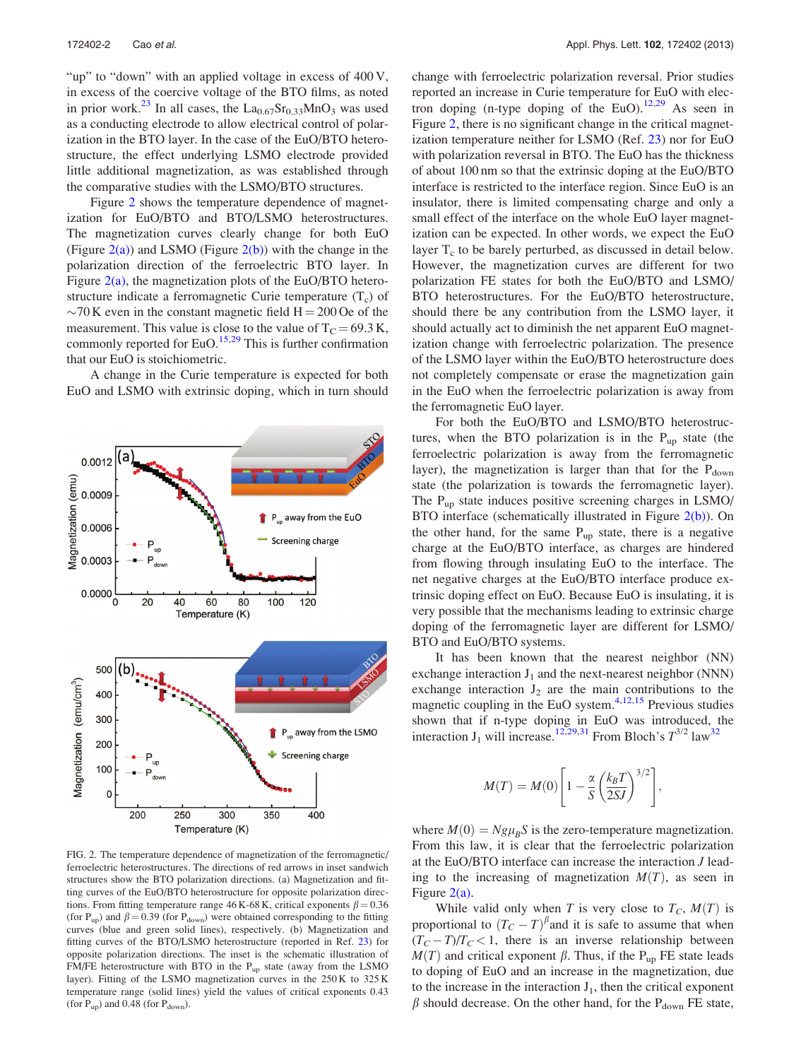"up" to "down" with an applied voltage in excess of 400 V, in excess of the coercive voltage of the BTO films, as noted in prior work.[23] In all cases, the $La_{0.67}Sr_{0.33}MnO_3$ was used as a conducting electrode to allow electrical control of polarization in the BTO layer. In the case of the EuO/BTO heterostructure, the effect underlying LSMO electrode provided little additional magnetization, as was established through the comparative studies with the LSMO/BTO structures.

Figure 2 shows the temperature dependence of magnetization for EuO/BTO and BTO/LSMO heterostructures. The magnetization curves clearly change for both EuO (Figure 2(a)) and LSMO (Figure 2(b)) with the change in the polarization direction of the ferroelectric BTO layer. In Figure 2(a), the magnetization plots of the EuO/BTO heterostructure indicate a ferromagnetic Curie temperature ($T_c$) of ~70 K even in the constant magnetic field H = 200 Oe of the measurement. This value is close to the value of $T_C = 69.3$ K, commonly reported for EuO.[15,29] This is further confirmation that our EuO is stoichiometric.

A change in the Curie temperature is expected for both EuO and LSMO with extrinsic doping, which in turn should change with ferroelectric polarization reversal. Prior studies reported an increase in Curie temperature for EuO with electron doping (n-type doping of the EuO).[12,29] As seen in Figure 2, there is no significant change in the critical magnetization temperature neither for LSMO (Ref. 23) nor for EuO with polarization reversal in BTO. The EuO has the thickness of about 100 nm so that the extrinsic doping at the EuO/BTO interface is restricted to the interface region. Since EuO is an insulator, there is limited compensating charge and only a small effect of the interface on the whole EuO layer magnetization can be expected. In other words, we expect the EuO layer $T_c$ to be barely perturbed, as discussed in detail below. However, the magnetization curves are different for two polarization FE states for both the EuO/BTO and LSMO/BTO heterostructures. For the EuO/BTO heterostructure, should there be any contribution from the LSMO layer, it should actually act to diminish the net apparent EuO magnetization change with ferroelectric polarization. The presence of the LSMO layer within the EuO/BTO heterostructure does not completely compensate or erase the magnetization gain in the EuO when the ferroelectric polarization is away from the ferromagnetic EuO layer.

For both the EuO/BTO and LSMO/BTO heterostructures, when the BTO polarization is in the $P_{up}$ state (the ferroelectric polarization is away from the ferromagnetic layer), the magnetization is larger than that for the $P_{down}$ state (the polarization is towards the ferromagnetic layer). The $P_{up}$ state induces positive screening charges in LSMO/BTO interface (schematically illustrated in Figure 2(b)). On the other hand, for the same $P_{up}$ state, there is a negative charge at the EuO/BTO interface, as charges are hindered from flowing through insulating EuO to the interface. The net negative charges at the EuO/BTO interface produce extrinsic doping effect on EuO. Because EuO is insulating, it is very possible that the mechanisms leading to extrinsic charge doping of the ferromagnetic layer are different for LSMO/BTO and EuO/BTO systems.

It has been known that the nearest neighbor (NN) exchange interaction $J_1$ and the next-nearest neighbor (NNN) exchange interaction $J_2$ are the main contributions to the magnetic coupling in the EuO system.[4,12,15] Previous studies shown that if n-type doping in EuO was introduced, the interaction $J_1$ will increase.[12,29,31] From Bloch's $T^{3/2}$ law[32]

$$M(T) = M(0)\left[1 - \frac{\alpha}{S}\left(\frac{k_B T}{2SJ}\right)^{3/2}\right],$$

where $M(0) = Ng\mu_B S$ is the zero-temperature magnetization. From this law, it is clear that the ferroelectric polarization at the EuO/BTO interface can increase the interaction $J$ leading to the increasing of magnetization $M(T)$, as seen in Figure 2(a).

While valid only when $T$ is very close to $T_C$, $M(T)$ is proportional to $(T_C - T)^\beta$ and it is safe to assume that when $(T_C - T)/T_C < 1$, there is an inverse relationship between $M(T)$ and critical exponent $\beta$. Thus, if the $P_{up}$ FE state leads to doping of EuO and an increase in the magnetization, due to the increase in the interaction $J_1$, then the critical exponent $\beta$ should decrease. On the other hand, for the $P_{down}$ FE state,

FIG. 2. The temperature dependence of magnetization of the ferromagnetic/ferroelectric heterostructures. The directions of red arrows in inset sandwich structures show the BTO polarization directions. (a) Magnetization and fitting curves of the EuO/BTO heterostructure for opposite polarization directions. From fitting temperature range 46 K-68 K, critical exponents $\beta = 0.36$ (for $P_{up}$) and $\beta = 0.39$ (for $P_{down}$) were obtained corresponding to the fitting curves (blue and green solid lines), respectively. (b) Magnetization and fitting curves of the BTO/LSMO heterostructure (reported in Ref. 23) for opposite polarization directions. The inset is the schematic illustration of FM/FE heterostructure with BTO in the $P_{up}$ state (away from the LSMO layer). Fitting of the LSMO magnetization curves in the 250 K to 325 K temperature range (solid lines) yield the values of critical exponents 0.43 (for $P_{up}$) and 0.48 (for $P_{down}$).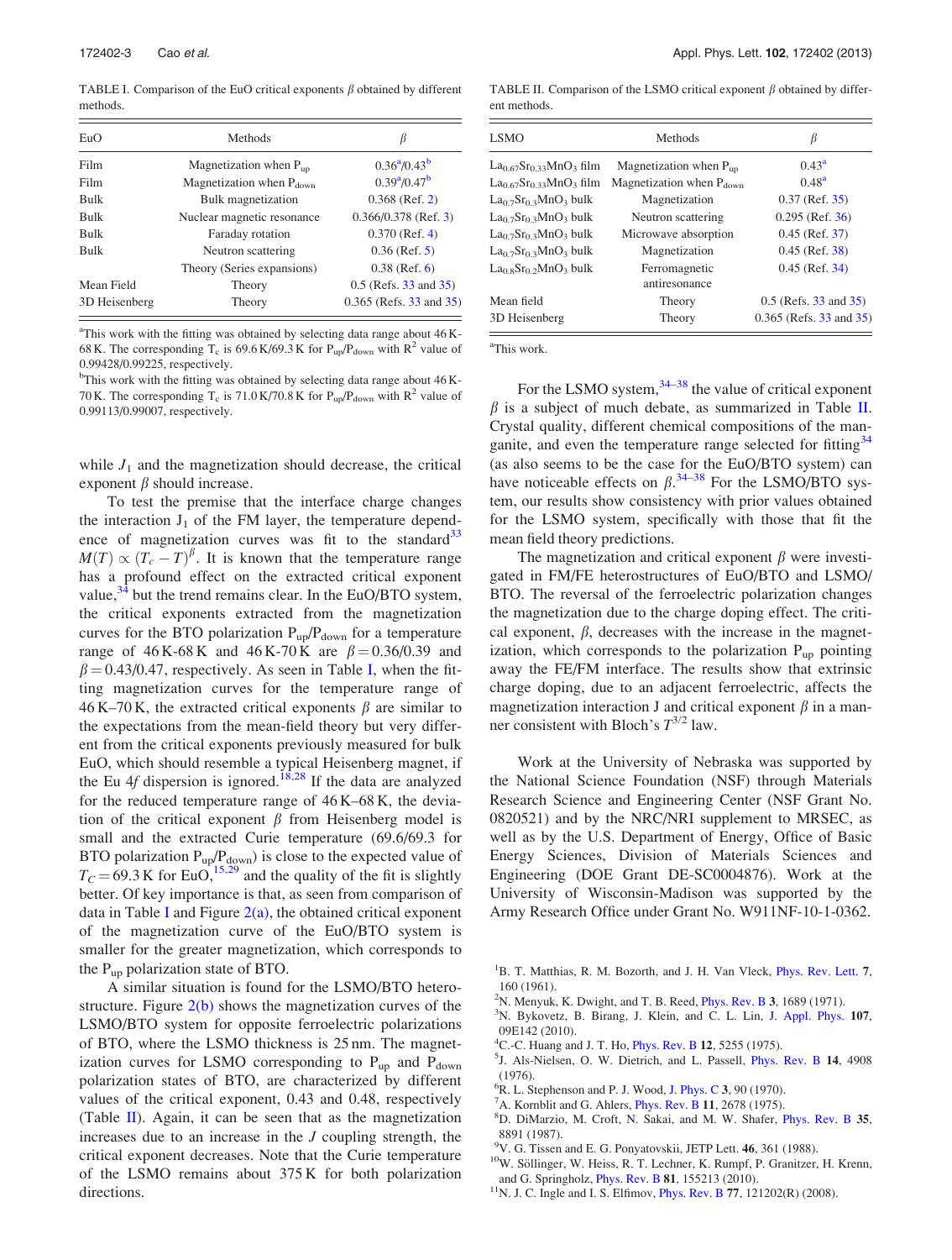TABLE I. Comparison of the EuO critical exponents $\beta$ obtained by different methods.

| EuO | Methods | $\beta$ |
|---|---|---|
| Film | Magnetization when $P_{up}$ | 0.36[a]/0.43[b] |
| Film | Magnetization when $P_{down}$ | 0.39[a]/0.47[b] |
| Bulk | Bulk magnetization | 0.368 (Ref. 2) |
| Bulk | Nuclear magnetic resonance | 0.366/0.378 (Ref. 3) |
| Bulk | Faraday rotation | 0.370 (Ref. 4) |
| Bulk | Neutron scattering | 0.36 (Ref. 5) |
| | Theory (Series expansions) | 0.38 (Ref. 6) |
| Mean Field | Theory | 0.5 (Refs. 33 and 35) |
| 3D Heisenberg | Theory | 0.365 (Refs. 33 and 35) |

[a]This work with the fitting was obtained by selecting data range about 46 K-68 K. The corresponding $T_c$ is 69.6 K/69.3 K for $P_{up}$/$P_{down}$ with $R^2$ value of 0.99428/0.99225, respectively.

[b]This work with the fitting was obtained by selecting data range about 46 K-70 K. The corresponding $T_c$ is 71.0 K/70.8 K for $P_{up}$/$P_{down}$ with $R^2$ value of 0.99113/0.99007, respectively.

while $J_1$ and the magnetization should decrease, the critical exponent $\beta$ should increase.

To test the premise that the interface charge changes the interaction $J_1$ of the FM layer, the temperature dependence of magnetization curves was fit to the standard[33] $M(T) \propto (T_c - T)^{\beta}$. It is known that the temperature range has a profound effect on the extracted critical exponent value,[34] but the trend remains clear. In the EuO/BTO system, the critical exponents extracted from the magnetization curves for the BTO polarization $P_{up}$/$P_{down}$ for a temperature range of 46 K-68 K and 46 K-70 K are $\beta = 0.36/0.39$ and $\beta = 0.43/0.47$, respectively. As seen in Table I, when the fitting magnetization curves for the temperature range of 46 K–70 K, the extracted critical exponents $\beta$ are similar to the expectations from the mean-field theory but very different from the critical exponents previously measured for bulk EuO, which should resemble a typical Heisenberg magnet, if the Eu 4*f* dispersion is ignored.[18,28] If the data are analyzed for the reduced temperature range of 46 K–68 K, the deviation of the critical exponent $\beta$ from Heisenberg model is small and the extracted Curie temperature (69.6/69.3 for BTO polarization $P_{up}$/$P_{down}$) is close to the expected value of $T_C = 69.3$ K for EuO,[15,29] and the quality of the fit is slightly better. Of key importance is that, as seen from comparison of data in Table I and Figure 2(a), the obtained critical exponent of the magnetization curve of the EuO/BTO system is smaller for the greater magnetization, which corresponds to the $P_{up}$ polarization state of BTO.

A similar situation is found for the LSMO/BTO heterostructure. Figure 2(b) shows the magnetization curves of the LSMO/BTO system for opposite ferroelectric polarizations of BTO, where the LSMO thickness is 25 nm. The magnetization curves for LSMO corresponding to $P_{up}$ and $P_{down}$ polarization states of BTO, are characterized by different values of the critical exponent, 0.43 and 0.48, respectively (Table II). Again, it can be seen that as the magnetization increases due to an increase in the $J$ coupling strength, the critical exponent decreases. Note that the Curie temperature of the LSMO remains about 375 K for both polarization directions.

TABLE II. Comparison of the LSMO critical exponent $\beta$ obtained by different methods.

| LSMO | Methods | $\beta$ |
|---|---|---|
| $La_{0.67}Sr_{0.33}MnO_3$ film | Magnetization when $P_{up}$ | 0.43[a] |
| $La_{0.67}Sr_{0.33}MnO_3$ film | Magnetization when $P_{down}$ | 0.48[a] |
| $La_{0.7}Sr_{0.3}MnO_3$ bulk | Magnetization | 0.37 (Ref. 35) |
| $La_{0.7}Sr_{0.3}MnO_3$ bulk | Neutron scattering | 0.295 (Ref. 36) |
| $La_{0.7}Sr_{0.3}MnO_3$ bulk | Microwave absorption | 0.45 (Ref. 37) |
| $La_{0.7}Sr_{0.3}MnO_3$ bulk | Magnetization | 0.45 (Ref. 38) |
| $La_{0.8}Sr_{0.2}MnO_3$ bulk | Ferromagnetic antiresonance | 0.45 (Ref. 34) |
| Mean field | Theory | 0.5 (Refs. 33 and 35) |
| 3D Heisenberg | Theory | 0.365 (Refs. 33 and 35) |

[a]This work.

For the LSMO system,[34–38] the value of critical exponent $\beta$ is a subject of much debate, as summarized in Table II. Crystal quality, different chemical compositions of the manganite, and even the temperature range selected for fitting[34] (as also seems to be the case for the EuO/BTO system) can have noticeable effects on $\beta$.[34–38] For the LSMO/BTO system, our results show consistency with prior values obtained for the LSMO system, specifically with those that fit the mean field theory predictions.

The magnetization and critical exponent $\beta$ were investigated in FM/FE heterostructures of EuO/BTO and LSMO/BTO. The reversal of the ferroelectric polarization changes the magnetization due to the charge doping effect. The critical exponent, $\beta$, decreases with the increase in the magnetization, which corresponds to the polarization $P_{up}$ pointing away the FE/FM interface. The results show that extrinsic charge doping, due to an adjacent ferroelectric, affects the magnetization interaction J and critical exponent $\beta$ in a manner consistent with Bloch's $T^{3/2}$ law.

Work at the University of Nebraska was supported by the National Science Foundation (NSF) through Materials Research Science and Engineering Center (NSF Grant No. 0820521) and by the NRC/NRI supplement to MRSEC, as well as by the U.S. Department of Energy, Office of Basic Energy Sciences, Division of Materials Sciences and Engineering (DOE Grant DE-SC0004876). Work at the University of Wisconsin-Madison was supported by the Army Research Office under Grant No. W911NF-10-1-0362.

[1]B. T. Matthias, R. M. Bozorth, and J. H. Van Vleck, Phys. Rev. Lett. **7**, 160 (1961).
[2]N. Menyuk, K. Dwight, and T. B. Reed, Phys. Rev. B **3**, 1689 (1971).
[3]N. Bykovetz, B. Birang, J. Klein, and C. L. Lin, J. Appl. Phys. **107**, 09E142 (2010).
[4]C.-C. Huang and J. T. Ho, Phys. Rev. B **12**, 5255 (1975).
[5]J. Als-Nielsen, O. W. Dietrich, and L. Passell, Phys. Rev. B **14**, 4908 (1976).
[6]R. L. Stephenson and P. J. Wood, J. Phys. C **3**, 90 (1970).
[7]A. Kornblit and G. Ahlers, Phys. Rev. B **11**, 2678 (1975).
[8]D. DiMarzio, M. Croft, N. Sakai, and M. W. Shafer, Phys. Rev. B **35**, 8891 (1987).
[9]V. G. Tissen and E. G. Ponyatovskii, JETP Lett. **46**, 361 (1988).
[10]W. Söllinger, W. Heiss, R. T. Lechner, K. Rumpf, P. Granitzer, H. Krenn, and G. Springholz, Phys. Rev. B **81**, 155213 (2010).
[11]N. J. C. Ingle and I. S. Elfimov, Phys. Rev. B **77**, 121202(R) (2008).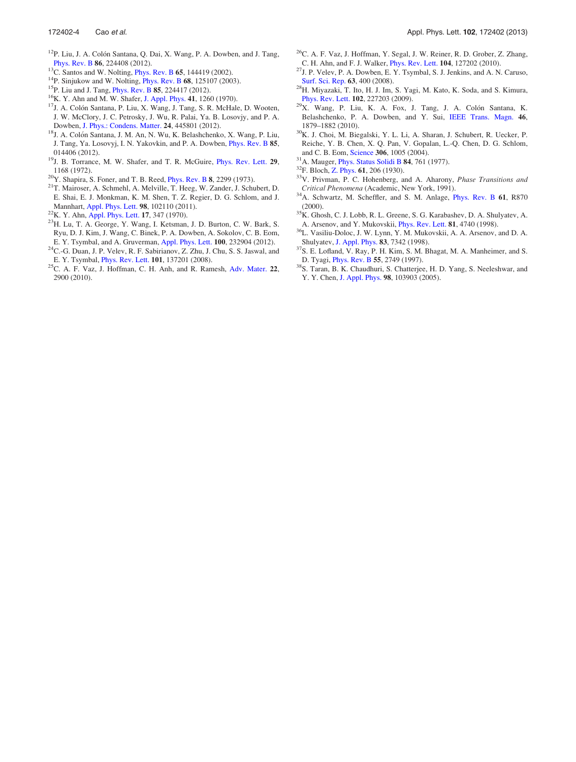[12] P. Liu, J. A. Colón Santana, Q. Dai, X. Wang, P. A. Dowben, and J. Tang, Phys. Rev. B **86**, 224408 (2012).

[13] C. Santos and W. Nolting, Phys. Rev. B **65**, 144419 (2002).

[14] P. Sinjukow and W. Nolting, Phys. Rev. B **68**, 125107 (2003).

[15] P. Liu and J. Tang, Phys. Rev. B **85**, 224417 (2012).

[16] K. Y. Ahn and M. W. Shafer, J. Appl. Phys. **41**, 1260 (1970).

[17] J. A. Colón Santana, P. Liu, X. Wang, J. Tang, S. R. McHale, D. Wooten, J. W. McClory, J. C. Petrosky, J. Wu, R. Palai, Ya. B. Losovjy, and P. A. Dowben, J. Phys.: Condens. Matter. **24**, 445801 (2012).

[18] J. A. Colón Santana, J. M. An, N. Wu, K. Belashchenko, X. Wang, P. Liu, J. Tang, Ya. Losovyj, I. N. Yakovkin, and P. A. Dowben, Phys. Rev. B **85**, 014406 (2012).

[19] J. B. Torrance, M. W. Shafer, and T. R. McGuire, Phys. Rev. Lett. **29**, 1168 (1972).

[20] Y. Shapira, S. Foner, and T. B. Reed, Phys. Rev. B **8**, 2299 (1973).

[21] T. Mairoser, A. Schmehl, A. Melville, T. Heeg, W. Zander, J. Schubert, D. E. Shai, E. J. Monkman, K. M. Shen, T. Z. Regier, D. G. Schlom, and J. Mannhart, Appl. Phys. Lett. **98**, 102110 (2011).

[22] K. Y. Ahn, Appl. Phys. Lett. **17**, 347 (1970).

[23] H. Lu, T. A. George, Y. Wang, I. Ketsman, J. D. Burton, C. W. Bark, S. Ryu, D. J. Kim, J. Wang, C. Binek, P. A. Dowben, A. Sokolov, C. B. Eom, E. Y. Tsymbal, and A. Gruverman, Appl. Phys. Lett. **100**, 232904 (2012).

[24] C.-G. Duan, J. P. Velev, R. F. Sabirianov, Z. Zhu, J. Chu, S. S. Jaswal, and E. Y. Tsymbal, Phys. Rev. Lett. **101**, 137201 (2008).

[25] C. A. F. Vaz, J. Hoffman, C. H. Anh, and R. Ramesh, Adv. Mater. **22**, 2900 (2010).

[26] C. A. F. Vaz, J. Hoffman, Y. Segal, J. W. Reiner, R. D. Grober, Z. Zhang, C. H. Ahn, and F. J. Walker, Phys. Rev. Lett. **104**, 127202 (2010).

[27] J. P. Velev, P. A. Dowben, E. Y. Tsymbal, S. J. Jenkins, and A. N. Caruso, Surf. Sci. Rep. **63**, 400 (2008).

[28] H. Miyazaki, T. Ito, H. J. Im, S. Yagi, M. Kato, K. Soda, and S. Kimura, Phys. Rev. Lett. **102**, 227203 (2009).

[29] X. Wang, P. Liu, K. A. Fox, J. Tang, J. A. Colón Santana, K. Belashchenko, P. A. Dowben, and Y. Sui, IEEE Trans. Magn. **46**, 1879–1882 (2010).

[30] K. J. Choi, M. Biegalski, Y. L. Li, A. Sharan, J. Schubert, R. Uecker, P. Reiche, Y. B. Chen, X. Q. Pan, V. Gopalan, L.-Q. Chen, D. G. Schlom, and C. B. Eom, Science **306**, 1005 (2004).

[31] A. Mauger, Phys. Status Solidi B **84**, 761 (1977).

[32] F. Bloch, Z. Phys. **61**, 206 (1930).

[33] V. Privman, P. C. Hohenberg, and A. Aharony, *Phase Transitions and Critical Phenomena* (Academic, New York, 1991).

[34] A. Schwartz, M. Scheffler, and S. M. Anlage, Phys. Rev. B **61**, R870 (2000).

[35] K. Ghosh, C. J. Lobb, R. L. Greene, S. G. Karabashev, D. A. Shulyatev, A. A. Arsenov, and Y. Mukovskii, Phys. Rev. Lett. **81**, 4740 (1998).

[36] L. Vasiliu-Doloc, J. W. Lynn, Y. M. Mukovskii, A. A. Arsenov, and D. A. Shulyatev, J. Appl. Phys. **83**, 7342 (1998).

[37] S. E. Lofland, V. Ray, P. H. Kim, S. M. Bhagat, M. A. Manheimer, and S. D. Tyagi, Phys. Rev. B **55**, 2749 (1997).

[38] S. Taran, B. K. Chaudhuri, S. Chatterjee, H. D. Yang, S. Neeleshwar, and Y. Y. Chen, J. Appl. Phys. **98**, 103903 (2005).